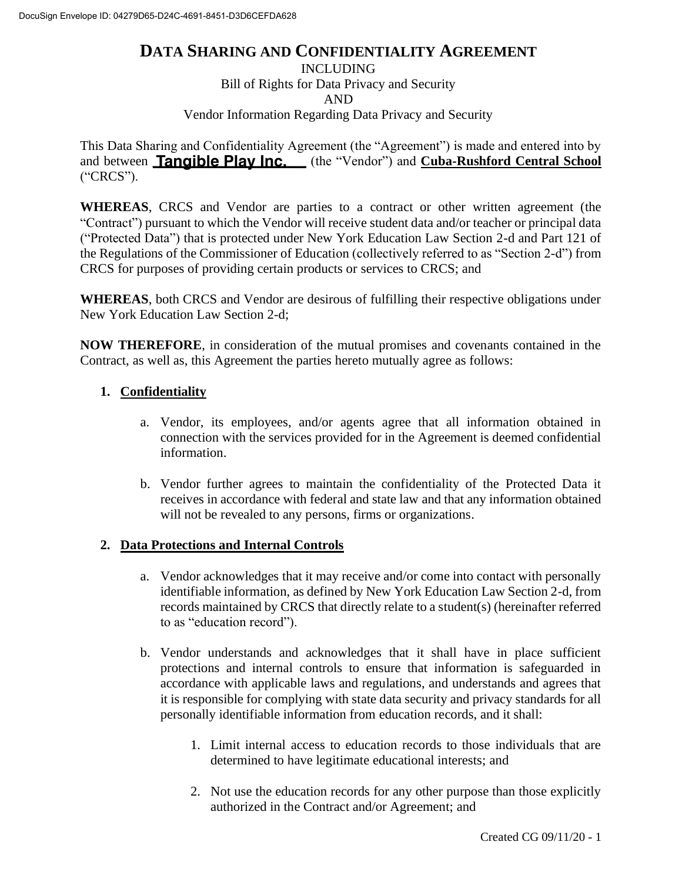# DATA SHARING AND CONFIDENTIALITY AGREEMENT

INCLUDING
Bill of Rights for Data Privacy and Security
AND
Vendor Information Regarding Data Privacy and Security

This Data Sharing and Confidentiality Agreement (the "Agreement") is made and entered into by and between **Tangible Play Inc.** (the "Vendor") and **Cuba-Rushford Central School** ("CRCS").

**WHEREAS**, CRCS and Vendor are parties to a contract or other written agreement (the "Contract") pursuant to which the Vendor will receive student data and/or teacher or principal data ("Protected Data") that is protected under New York Education Law Section 2-d and Part 121 of the Regulations of the Commissioner of Education (collectively referred to as "Section 2-d") from CRCS for purposes of providing certain products or services to CRCS; and

**WHEREAS**, both CRCS and Vendor are desirous of fulfilling their respective obligations under New York Education Law Section 2-d;

**NOW THEREFORE**, in consideration of the mutual promises and covenants contained in the Contract, as well as, this Agreement the parties hereto mutually agree as follows:

1. **Confidentiality**

   a. Vendor, its employees, and/or agents agree that all information obtained in connection with the services provided for in the Agreement is deemed confidential information.

   b. Vendor further agrees to maintain the confidentiality of the Protected Data it receives in accordance with federal and state law and that any information obtained will not be revealed to any persons, firms or organizations.

2. **Data Protections and Internal Controls**

   a. Vendor acknowledges that it may receive and/or come into contact with personally identifiable information, as defined by New York Education Law Section 2-d, from records maintained by CRCS that directly relate to a student(s) (hereinafter referred to as "education record").

   b. Vendor understands and acknowledges that it shall have in place sufficient protections and internal controls to ensure that information is safeguarded in accordance with applicable laws and regulations, and understands and agrees that it is responsible for complying with state data security and privacy standards for all personally identifiable information from education records, and it shall:

      1. Limit internal access to education records to those individuals that are determined to have legitimate educational interests; and

      2. Not use the education records for any other purpose than those explicitly authorized in the Contract and/or Agreement; and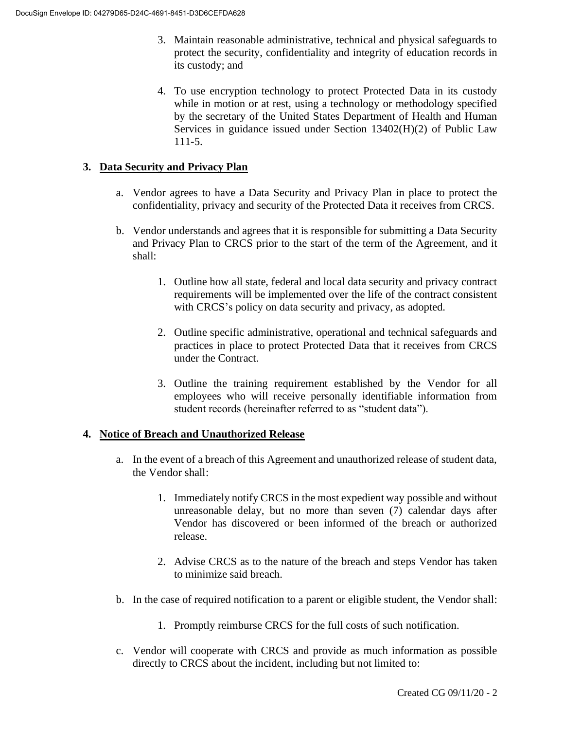3. Maintain reasonable administrative, technical and physical safeguards to protect the security, confidentiality and integrity of education records in its custody; and

4. To use encryption technology to protect Protected Data in its custody while in motion or at rest, using a technology or methodology specified by the secretary of the United States Department of Health and Human Services in guidance issued under Section 13402(H)(2) of Public Law 111-5.

## 3. Data Security and Privacy Plan

a. Vendor agrees to have a Data Security and Privacy Plan in place to protect the confidentiality, privacy and security of the Protected Data it receives from CRCS.

b. Vendor understands and agrees that it is responsible for submitting a Data Security and Privacy Plan to CRCS prior to the start of the term of the Agreement, and it shall:

   1. Outline how all state, federal and local data security and privacy contract requirements will be implemented over the life of the contract consistent with CRCS's policy on data security and privacy, as adopted.

   2. Outline specific administrative, operational and technical safeguards and practices in place to protect Protected Data that it receives from CRCS under the Contract.

   3. Outline the training requirement established by the Vendor for all employees who will receive personally identifiable information from student records (hereinafter referred to as "student data").

## 4. Notice of Breach and Unauthorized Release

a. In the event of a breach of this Agreement and unauthorized release of student data, the Vendor shall:

   1. Immediately notify CRCS in the most expedient way possible and without unreasonable delay, but no more than seven (7) calendar days after Vendor has discovered or been informed of the breach or authorized release.

   2. Advise CRCS as to the nature of the breach and steps Vendor has taken to minimize said breach.

b. In the case of required notification to a parent or eligible student, the Vendor shall:

   1. Promptly reimburse CRCS for the full costs of such notification.

c. Vendor will cooperate with CRCS and provide as much information as possible directly to CRCS about the incident, including but not limited to: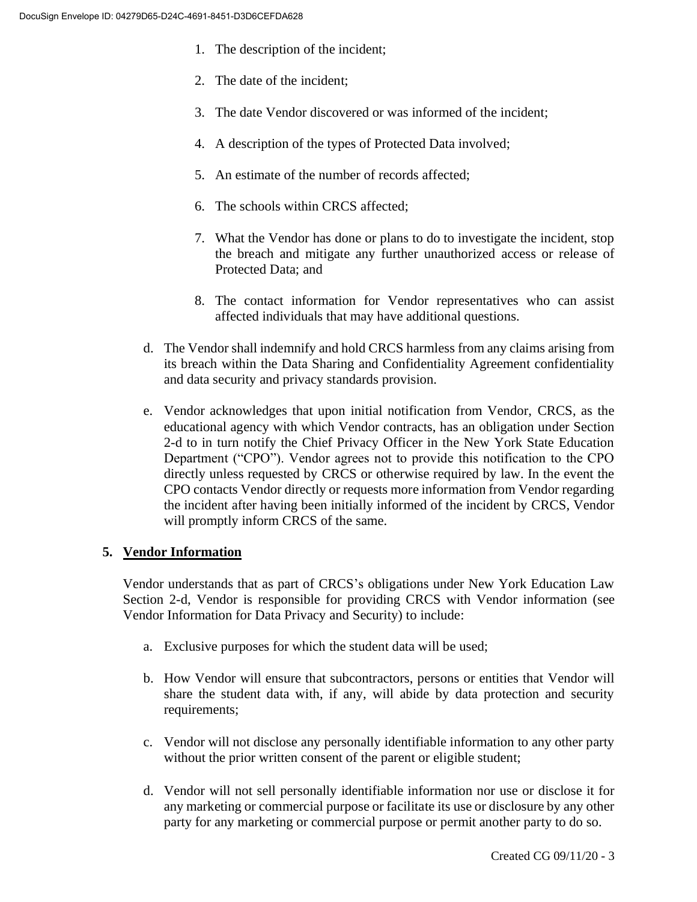1. The description of the incident;
2. The date of the incident;
3. The date Vendor discovered or was informed of the incident;
4. A description of the types of Protected Data involved;
5. An estimate of the number of records affected;
6. The schools within CRCS affected;
7. What the Vendor has done or plans to do to investigate the incident, stop the breach and mitigate any further unauthorized access or release of Protected Data; and
8. The contact information for Vendor representatives who can assist affected individuals that may have additional questions.

d. The Vendor shall indemnify and hold CRCS harmless from any claims arising from its breach within the Data Sharing and Confidentiality Agreement confidentiality and data security and privacy standards provision.

e. Vendor acknowledges that upon initial notification from Vendor, CRCS, as the educational agency with which Vendor contracts, has an obligation under Section 2-d to in turn notify the Chief Privacy Officer in the New York State Education Department ("CPO"). Vendor agrees not to provide this notification to the CPO directly unless requested by CRCS or otherwise required by law. In the event the CPO contacts Vendor directly or requests more information from Vendor regarding the incident after having been initially informed of the incident by CRCS, Vendor will promptly inform CRCS of the same.

## 5. Vendor Information

Vendor understands that as part of CRCS's obligations under New York Education Law Section 2-d, Vendor is responsible for providing CRCS with Vendor information (see Vendor Information for Data Privacy and Security) to include:

a. Exclusive purposes for which the student data will be used;

b. How Vendor will ensure that subcontractors, persons or entities that Vendor will share the student data with, if any, will abide by data protection and security requirements;

c. Vendor will not disclose any personally identifiable information to any other party without the prior written consent of the parent or eligible student;

d. Vendor will not sell personally identifiable information nor use or disclose it for any marketing or commercial purpose or facilitate its use or disclosure by any other party for any marketing or commercial purpose or permit another party to do so.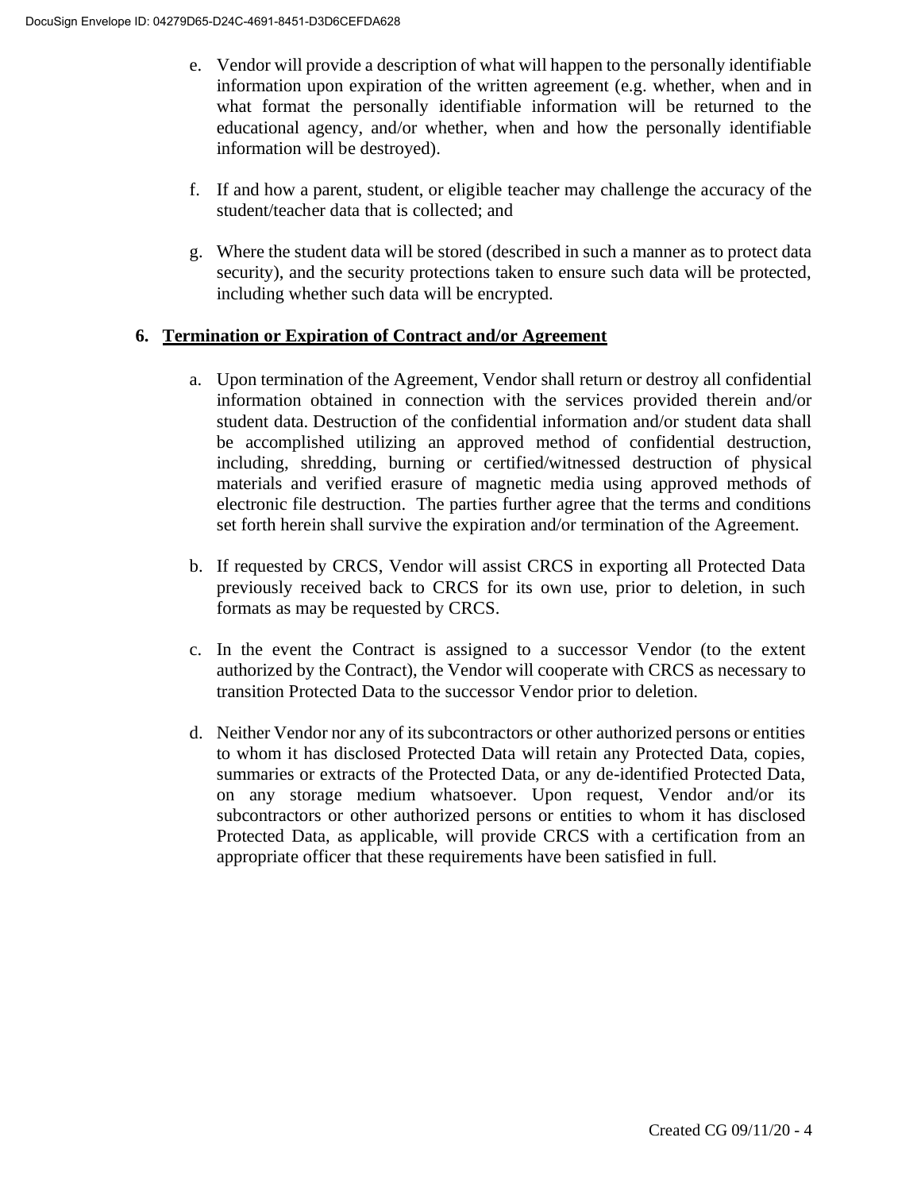e. Vendor will provide a description of what will happen to the personally identifiable information upon expiration of the written agreement (e.g. whether, when and in what format the personally identifiable information will be returned to the educational agency, and/or whether, when and how the personally identifiable information will be destroyed).

f. If and how a parent, student, or eligible teacher may challenge the accuracy of the student/teacher data that is collected; and

g. Where the student data will be stored (described in such a manner as to protect data security), and the security protections taken to ensure such data will be protected, including whether such data will be encrypted.

**6. <u>Termination or Expiration of Contract and/or Agreement</u>**

a. Upon termination of the Agreement, Vendor shall return or destroy all confidential information obtained in connection with the services provided therein and/or student data. Destruction of the confidential information and/or student data shall be accomplished utilizing an approved method of confidential destruction, including, shredding, burning or certified/witnessed destruction of physical materials and verified erasure of magnetic media using approved methods of electronic file destruction. The parties further agree that the terms and conditions set forth herein shall survive the expiration and/or termination of the Agreement.

b. If requested by CRCS, Vendor will assist CRCS in exporting all Protected Data previously received back to CRCS for its own use, prior to deletion, in such formats as may be requested by CRCS.

c. In the event the Contract is assigned to a successor Vendor (to the extent authorized by the Contract), the Vendor will cooperate with CRCS as necessary to transition Protected Data to the successor Vendor prior to deletion.

d. Neither Vendor nor any of its subcontractors or other authorized persons or entities to whom it has disclosed Protected Data will retain any Protected Data, copies, summaries or extracts of the Protected Data, or any de-identified Protected Data, on any storage medium whatsoever. Upon request, Vendor and/or its subcontractors or other authorized persons or entities to whom it has disclosed Protected Data, as applicable, will provide CRCS with a certification from an appropriate officer that these requirements have been satisfied in full.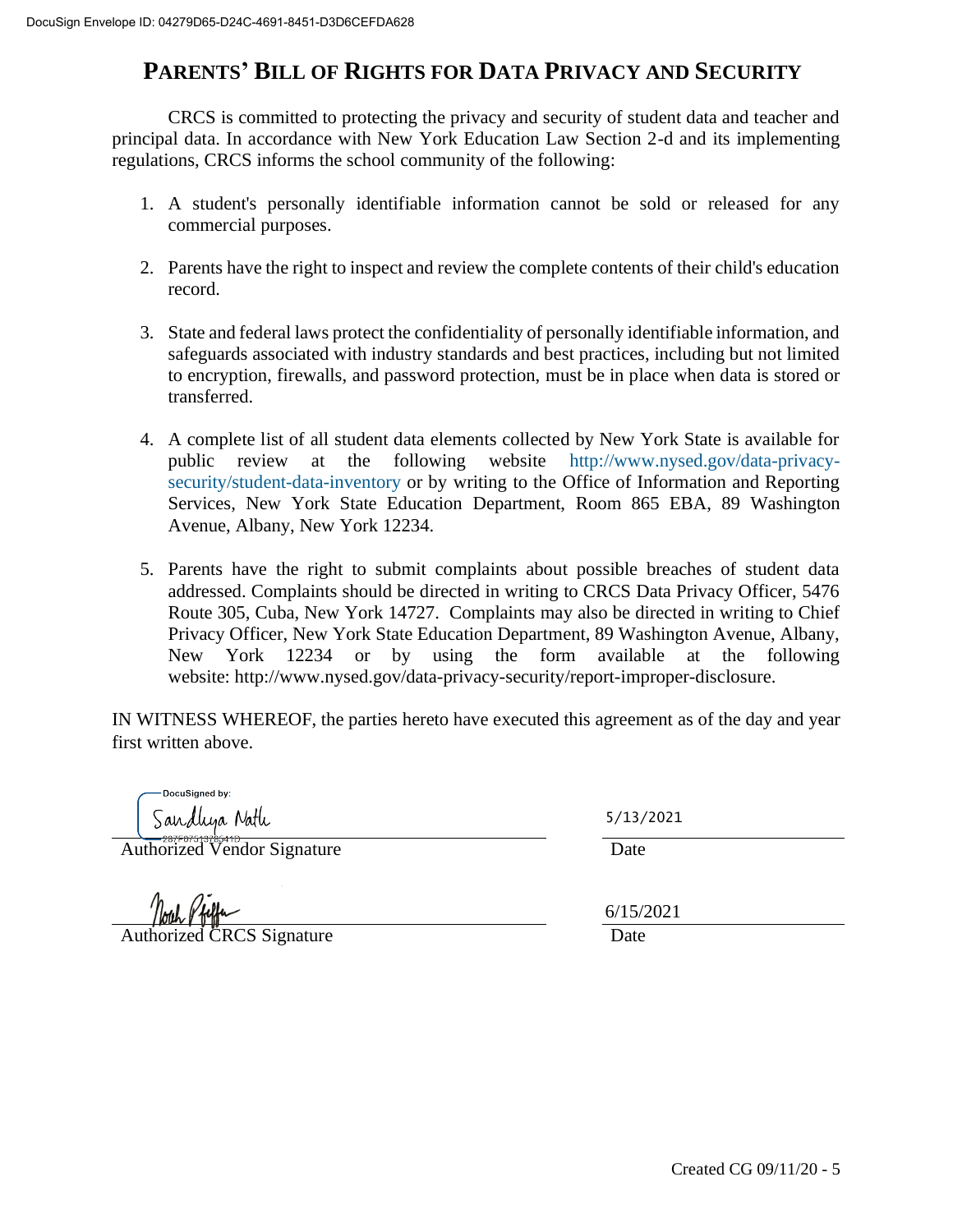# PARENTS' BILL OF RIGHTS FOR DATA PRIVACY AND SECURITY

CRCS is committed to protecting the privacy and security of student data and teacher and principal data. In accordance with New York Education Law Section 2-d and its implementing regulations, CRCS informs the school community of the following:

1. A student's personally identifiable information cannot be sold or released for any commercial purposes.
2. Parents have the right to inspect and review the complete contents of their child's education record.
3. State and federal laws protect the confidentiality of personally identifiable information, and safeguards associated with industry standards and best practices, including but not limited to encryption, firewalls, and password protection, must be in place when data is stored or transferred.
4. A complete list of all student data elements collected by New York State is available for public review at the following website http://www.nysed.gov/data-privacy-security/student-data-inventory or by writing to the Office of Information and Reporting Services, New York State Education Department, Room 865 EBA, 89 Washington Avenue, Albany, New York 12234.
5. Parents have the right to submit complaints about possible breaches of student data addressed. Complaints should be directed in writing to CRCS Data Privacy Officer, 5476 Route 305, Cuba, New York 14727. Complaints may also be directed in writing to Chief Privacy Officer, New York State Education Department, 89 Washington Avenue, Albany, New York 12234 or by using the form available at the following website: http://www.nysed.gov/data-privacy-security/report-improper-disclosure.

IN WITNESS WHEREOF, the parties hereto have executed this agreement as of the day and year first written above.

DocuSigned by: Sandhya Nath

Authorized Vendor Signature — Date: 5/13/2021

Noah Pfeffer

Authorized CRCS Signature — Date: 6/15/2021

Created CG 09/11/20 - 5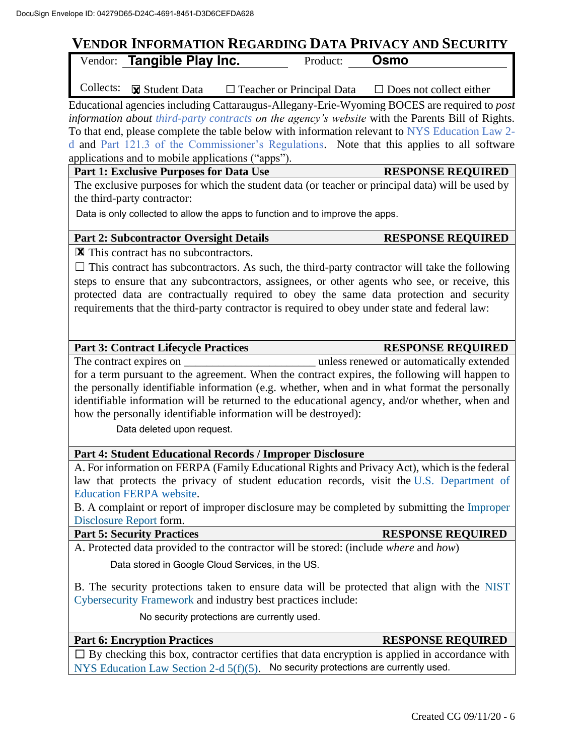DocuSign Envelope ID: 04279D65-D24C-4691-8451-D3D6CEFDA628

# VENDOR INFORMATION REGARDING DATA PRIVACY AND SECURITY

Vendor: **Tangible Play Inc.** Product: **Osmo**

Collects: ☒ Student Data ☐ Teacher or Principal Data ☐ Does not collect either

Educational agencies including Cattaraugus-Allegany-Erie-Wyoming BOCES are required to *post information about third-party contracts on the agency's website* with the Parents Bill of Rights. To that end, please complete the table below with information relevant to NYS Education Law 2-d and Part 121.3 of the Commissioner's Regulations. Note that this applies to all software applications and to mobile applications ("apps").

**Part 1: Exclusive Purposes for Data Use** **RESPONSE REQUIRED**

The exclusive purposes for which the student data (or teacher or principal data) will be used by the third-party contractor:

Data is only collected to allow the apps to function and to improve the apps.

**Part 2: Subcontractor Oversight Details** **RESPONSE REQUIRED**

☒ This contract has no subcontractors.

☐ This contract has subcontractors. As such, the third-party contractor will take the following steps to ensure that any subcontractors, assignees, or other agents who see, or receive, this protected data are contractually required to obey the same data protection and security requirements that the third-party contractor is required to obey under state and federal law:

**Part 3: Contract Lifecycle Practices** **RESPONSE REQUIRED**

The contract expires on ______________________ unless renewed or automatically extended for a term pursuant to the agreement. When the contract expires, the following will happen to the personally identifiable information (e.g. whether, when and in what format the personally identifiable information will be returned to the educational agency, and/or whether, when and how the personally identifiable information will be destroyed):

Data deleted upon request.

**Part 4: Student Educational Records / Improper Disclosure**

A. For information on FERPA (Family Educational Rights and Privacy Act), which is the federal law that protects the privacy of student education records, visit the U.S. Department of Education FERPA website.

B. A complaint or report of improper disclosure may be completed by submitting the Improper Disclosure Report form.

**Part 5: Security Practices** **RESPONSE REQUIRED**

A. Protected data provided to the contractor will be stored: (include *where* and *how*)

Data stored in Google Cloud Services, in the US.

B. The security protections taken to ensure data will be protected that align with the NIST Cybersecurity Framework and industry best practices include:

No security protections are currently used.

**Part 6: Encryption Practices** **RESPONSE REQUIRED**

☐ By checking this box, contractor certifies that data encryption is applied in accordance with NYS Education Law Section 2-d 5(f)(5). No security protections are currently used.

Created CG 09/11/20 - 6